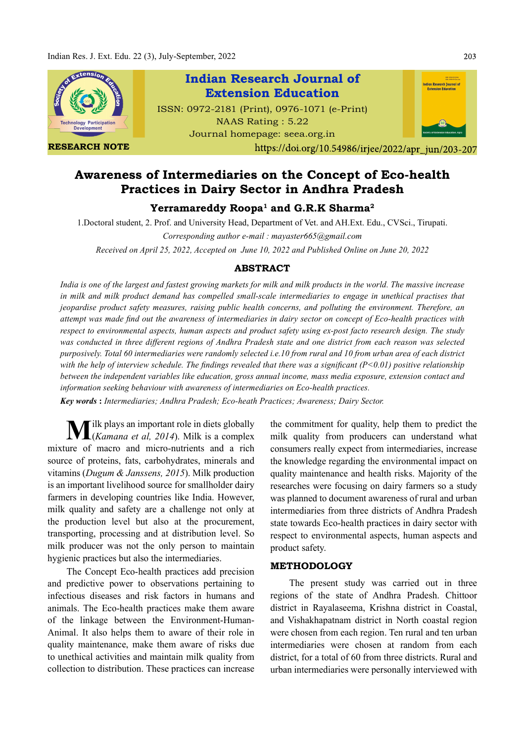RESEARCH NOTE

https://doi.org/10.54986/irjee/2022/apr_jun/203-207

# Awareness of Intermediaries on the Concept of Eco-health Practices in Dairy Sector in Andhra Pradesh

**Yerramareddy Roopa[1] and G.R.K Sharma[2]**

1.Doctoral student, 2. Prof. and University Head, Department of Vet. and AH.Ext. Edu., CVSci., Tirupati.

*Corresponding author e-mail : mayaster665@gmail.com*

*Received on April 25, 2022, Accepted on June 10, 2022 and Published Online on June 20, 2022*

## ABSTRACT

*India is one of the largest and fastest growing markets for milk and milk products in the world. The massive increase in milk and milk product demand has compelled small-scale intermediaries to engage in unethical practises that jeopardise product safety measures, raising public health concerns, and polluting the environment. Therefore, an attempt was made find out the awareness of intermediaries in dairy sector on concept of Eco-health practices with respect to environmental aspects, human aspects and product safety using ex-post facto research design. The study was conducted in three different regions of Andhra Pradesh state and one district from each reason was selected purposively. Total 60 intermediaries were randomly selected i.e.10 from rural and 10 from urban area of each district with the help of interview schedule. The findings revealed that there was a significant (P<0.01) positive relationship between the independent variables like education, gross annual income, mass media exposure, extension contact and information seeking behaviour with awareness of intermediaries on Eco-health practices.*

***Key words*** **:** *Intermediaries; Andhra Pradesh; Eco-heath Practices; Awareness; Dairy Sector.*

Milk plays an important role in diets globally (*Kamana et al, 2014*). Milk is a complex mixture of macro and micro-nutrients and a rich source of proteins, fats, carbohydrates, minerals and vitamins (*Dugum & Janssens, 2015*). Milk production is an important livelihood source for smallholder dairy farmers in developing countries like India. However, milk quality and safety are a challenge not only at the production level but also at the procurement, transporting, processing and at distribution level. So milk producer was not the only person to maintain hygienic practices but also the intermediaries.

The Concept Eco-health practices add precision and predictive power to observations pertaining to infectious diseases and risk factors in humans and animals. The Eco-health practices make them aware of the linkage between the Environment-Human-Animal. It also helps them to aware of their role in quality maintenance, make them aware of risks due to unethical activities and maintain milk quality from collection to distribution. These practices can increase the commitment for quality, help them to predict the milk quality from producers can understand what consumers really expect from intermediaries, increase the knowledge regarding the environmental impact on quality maintenance and health risks. Majority of the researches were focusing on dairy farmers so a study was planned to document awareness of rural and urban intermediaries from three districts of Andhra Pradesh state towards Eco-health practices in dairy sector with respect to environmental aspects, human aspects and product safety.

## METHODOLOGY

The present study was carried out in three regions of the state of Andhra Pradesh. Chittoor district in Rayalaseema, Krishna district in Coastal, and Vishakhapatnam district in North coastal region were chosen from each region. Ten rural and ten urban intermediaries were chosen at random from each district, for a total of 60 from three districts. Rural and urban intermediaries were personally interviewed with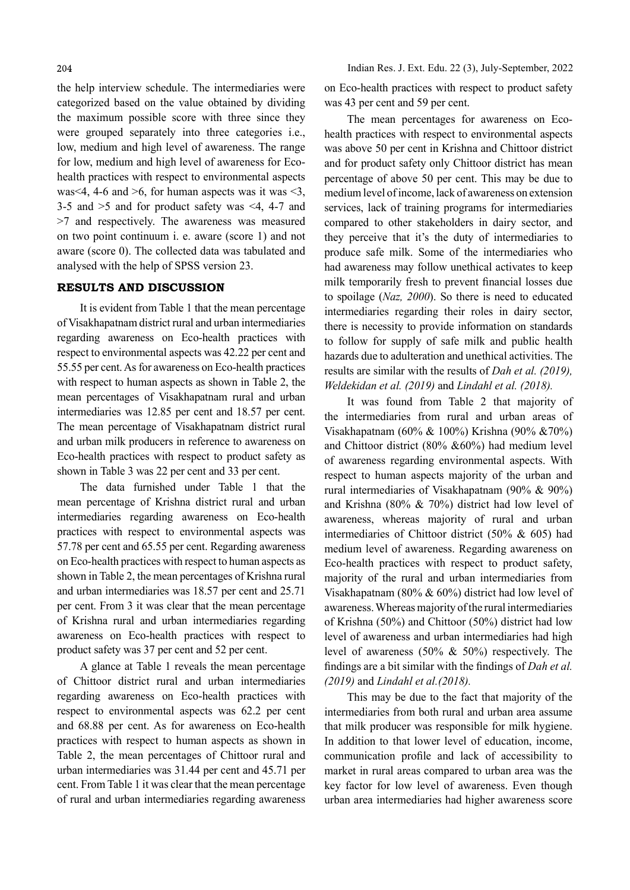the help interview schedule. The intermediaries were categorized based on the value obtained by dividing the maximum possible score with three since they were grouped separately into three categories i.e., low, medium and high level of awareness. The range for low, medium and high level of awareness for Eco-health practices with respect to environmental aspects was<4, 4-6 and >6, for human aspects was it was <3, 3-5 and >5 and for product safety was <4, 4-7 and >7 and respectively. The awareness was measured on two point continuum i. e. aware (score 1) and not aware (score 0). The collected data was tabulated and analysed with the help of SPSS version 23.

## RESULTS AND DISCUSSION

It is evident from Table 1 that the mean percentage of Visakhapatnam district rural and urban intermediaries regarding awareness on Eco-health practices with respect to environmental aspects was 42.22 per cent and 55.55 per cent. As for awareness on Eco-health practices with respect to human aspects as shown in Table 2, the mean percentages of Visakhapatnam rural and urban intermediaries was 12.85 per cent and 18.57 per cent. The mean percentage of Visakhapatnam district rural and urban milk producers in reference to awareness on Eco-health practices with respect to product safety as shown in Table 3 was 22 per cent and 33 per cent.

The data furnished under Table 1 that the mean percentage of Krishna district rural and urban intermediaries regarding awareness on Eco-health practices with respect to environmental aspects was 57.78 per cent and 65.55 per cent. Regarding awareness on Eco-health practices with respect to human aspects as shown in Table 2, the mean percentages of Krishna rural and urban intermediaries was 18.57 per cent and 25.71 per cent. From 3 it was clear that the mean percentage of Krishna rural and urban intermediaries regarding awareness on Eco-health practices with respect to product safety was 37 per cent and 52 per cent.

A glance at Table 1 reveals the mean percentage of Chittoor district rural and urban intermediaries regarding awareness on Eco-health practices with respect to environmental aspects was 62.2 per cent and 68.88 per cent. As for awareness on Eco-health practices with respect to human aspects as shown in Table 2, the mean percentages of Chittoor rural and urban intermediaries was 31.44 per cent and 45.71 per cent. From Table 1 it was clear that the mean percentage of rural and urban intermediaries regarding awareness on Eco-health practices with respect to product safety was 43 per cent and 59 per cent.

The mean percentages for awareness on Eco-health practices with respect to environmental aspects was above 50 per cent in Krishna and Chittoor district and for product safety only Chittoor district has mean percentage of above 50 per cent. This may be due to medium level of income, lack of awareness on extension services, lack of training programs for intermediaries compared to other stakeholders in dairy sector, and they perceive that it's the duty of intermediaries to produce safe milk. Some of the intermediaries who had awareness may follow unethical activates to keep milk temporarily fresh to prevent financial losses due to spoilage (*Naz, 2000*). So there is need to educated intermediaries regarding their roles in dairy sector, there is necessity to provide information on standards to follow for supply of safe milk and public health hazards due to adulteration and unethical activities. The results are similar with the results of *Dah et al. (2019), Weldekidan et al. (2019)* and *Lindahl et al. (2018).*

It was found from Table 2 that majority of the intermediaries from rural and urban areas of Visakhapatnam (60% & 100%) Krishna (90% &70%) and Chittoor district (80% &60%) had medium level of awareness regarding environmental aspects. With respect to human aspects majority of the urban and rural intermediaries of Visakhapatnam (90% & 90%) and Krishna (80% & 70%) district had low level of awareness, whereas majority of rural and urban intermediaries of Chittoor district (50% & 605) had medium level of awareness. Regarding awareness on Eco-health practices with respect to product safety, majority of the rural and urban intermediaries from Visakhapatnam (80% & 60%) district had low level of awareness. Whereas majority of the rural intermediaries of Krishna (50%) and Chittoor (50%) district had low level of awareness and urban intermediaries had high level of awareness (50% & 50%) respectively. The findings are a bit similar with the findings of *Dah et al. (2019)* and *Lindahl et al.(2018).*

This may be due to the fact that majority of the intermediaries from both rural and urban area assume that milk producer was responsible for milk hygiene. In addition to that lower level of education, income, communication profile and lack of accessibility to market in rural areas compared to urban area was the key factor for low level of awareness. Even though urban area intermediaries had higher awareness score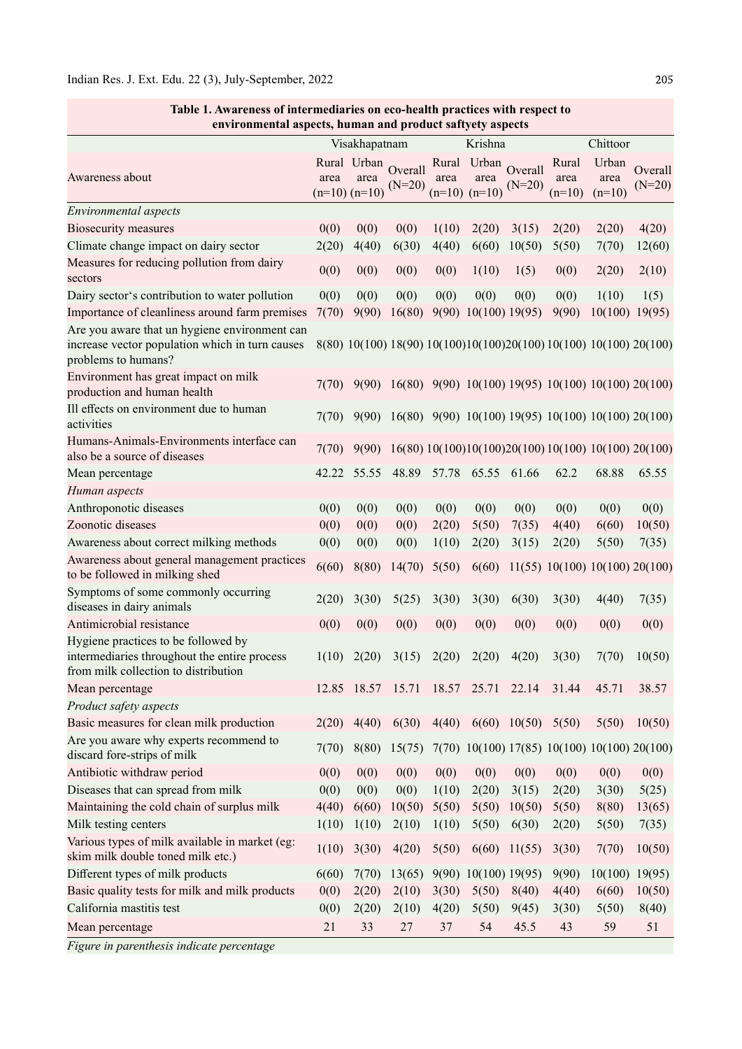**Table 1. Awareness of intermediaries on eco-health practices with respect to environmental aspects, human and product saftyety aspects**

| Awareness about | Visakhapatnam | | | Krishna | | | Chittoor | | |
|---|---|---|---|---|---|---|---|---|---|
| | Rural area (n=10) | Urban area (n=10) | Overall (N=20) | Rural area (n=10) | Urban area (n=10) | Overall (N=20) | Rural area (n=10) | Urban area (n=10) | Overall (N=20) |
| *Environmental aspects* | | | | | | | | | |
| Biosecurity measures | 0(0) | 0(0) | 0(0) | 1(10) | 2(20) | 3(15) | 2(20) | 2(20) | 4(20) |
| Climate change impact on dairy sector | 2(20) | 4(40) | 6(30) | 4(40) | 6(60) | 10(50) | 5(50) | 7(70) | 12(60) |
| Measures for reducing pollution from dairy sectors | 0(0) | 0(0) | 0(0) | 0(0) | 1(10) | 1(5) | 0(0) | 2(20) | 2(10) |
| Dairy sector's contribution to water pollution | 0(0) | 0(0) | 0(0) | 0(0) | 0(0) | 0(0) | 0(0) | 1(10) | 1(5) |
| Importance of cleanliness around farm premises | 7(70) | 9(90) | 16(80) | 9(90) | 10(100) | 19(95) | 9(90) | 10(100) | 19(95) |
| Are you aware that un hygiene environment can increase vector population which in turn causes problems to humans? | 8(80) | 10(100) | 18(90) | 10(100) | 10(100) | 20(100) | 10(100) | 10(100) | 20(100) |
| Environment has great impact on milk production and human health | 7(70) | 9(90) | 16(80) | 9(90) | 10(100) | 19(95) | 10(100) | 10(100) | 20(100) |
| Ill effects on environment due to human activities | 7(70) | 9(90) | 16(80) | 9(90) | 10(100) | 19(95) | 10(100) | 10(100) | 20(100) |
| Humans-Animals-Environments interface can also be a source of diseases | 7(70) | 9(90) | 16(80) | 10(100) | 10(100) | 20(100) | 10(100) | 10(100) | 20(100) |
| Mean percentage | 42.22 | 55.55 | 48.89 | 57.78 | 65.55 | 61.66 | 62.2 | 68.88 | 65.55 |
| *Human aspects* | | | | | | | | | |
| Anthroponotic diseases | 0(0) | 0(0) | 0(0) | 0(0) | 0(0) | 0(0) | 0(0) | 0(0) | 0(0) |
| Zoonotic diseases | 0(0) | 0(0) | 0(0) | 2(20) | 5(50) | 7(35) | 4(40) | 6(60) | 10(50) |
| Awareness about correct milking methods | 0(0) | 0(0) | 0(0) | 1(10) | 2(20) | 3(15) | 2(20) | 5(50) | 7(35) |
| Awareness about general management practices to be followed in milking shed | 6(60) | 8(80) | 14(70) | 5(50) | 6(60) | 11(55) | 10(100) | 10(100) | 20(100) |
| Symptoms of some commonly occurring diseases in dairy animals | 2(20) | 3(30) | 5(25) | 3(30) | 3(30) | 6(30) | 3(30) | 4(40) | 7(35) |
| Antimicrobial resistance | 0(0) | 0(0) | 0(0) | 0(0) | 0(0) | 0(0) | 0(0) | 0(0) | 0(0) |
| Hygiene practices to be followed by intermediaries throughout the entire process from milk collection to distribution | 1(10) | 2(20) | 3(15) | 2(20) | 2(20) | 4(20) | 3(30) | 7(70) | 10(50) |
| Mean percentage | 12.85 | 18.57 | 15.71 | 18.57 | 25.71 | 22.14 | 31.44 | 45.71 | 38.57 |
| *Product safety aspects* | | | | | | | | | |
| Basic measures for clean milk production | 2(20) | 4(40) | 6(30) | 4(40) | 6(60) | 10(50) | 5(50) | 5(50) | 10(50) |
| Are you aware why experts recommend to discard fore-strips of milk | 7(70) | 8(80) | 15(75) | 7(70) | 10(100) | 17(85) | 10(100) | 10(100) | 20(100) |
| Antibiotic withdraw period | 0(0) | 0(0) | 0(0) | 0(0) | 0(0) | 0(0) | 0(0) | 0(0) | 0(0) |
| Diseases that can spread from milk | 0(0) | 0(0) | 0(0) | 1(10) | 2(20) | 3(15) | 2(20) | 3(30) | 5(25) |
| Maintaining the cold chain of surplus milk | 4(40) | 6(60) | 10(50) | 5(50) | 5(50) | 10(50) | 5(50) | 8(80) | 13(65) |
| Milk testing centers | 1(10) | 1(10) | 2(10) | 1(10) | 5(50) | 6(30) | 2(20) | 5(50) | 7(35) |
| Various types of milk available in market (eg: skim milk double toned milk etc.) | 1(10) | 3(30) | 4(20) | 5(50) | 6(60) | 11(55) | 3(30) | 7(70) | 10(50) |
| Different types of milk products | 6(60) | 7(70) | 13(65) | 9(90) | 10(100) | 19(95) | 9(90) | 10(100) | 19(95) |
| Basic quality tests for milk and milk products | 0(0) | 2(20) | 2(10) | 3(30) | 5(50) | 8(40) | 4(40) | 6(60) | 10(50) |
| California mastitis test | 0(0) | 2(20) | 2(10) | 4(20) | 5(50) | 9(45) | 3(30) | 5(50) | 8(40) |
| Mean percentage | 21 | 33 | 27 | 37 | 54 | 45.5 | 43 | 59 | 51 |

*Figure in parenthesis indicate percentage*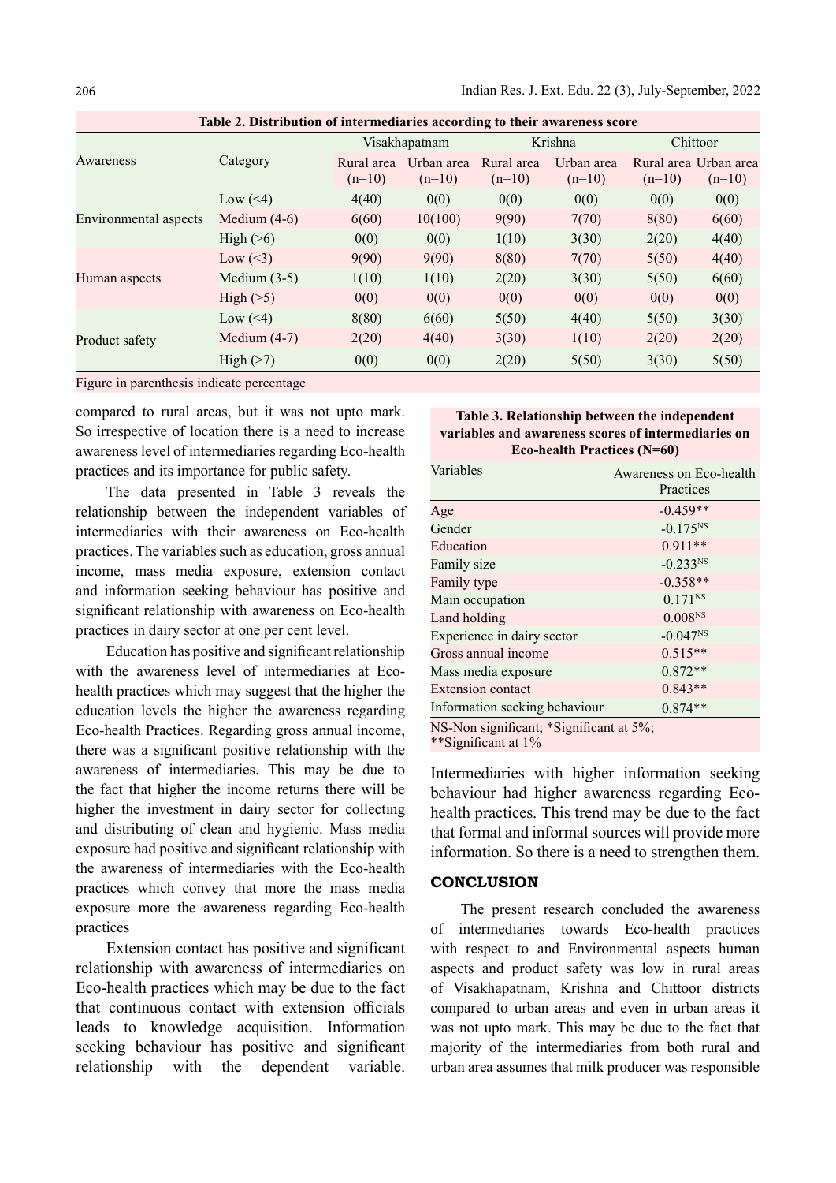**Table 2. Distribution of intermediaries according to their awareness score**

| Awareness | Category | Visakhapatnam | | Krishna | | Chittoor | |
|---|---|---|---|---|---|---|---|
| | | Rural area (n=10) | Urban area (n=10) | Rural area (n=10) | Urban area (n=10) | Rural area (n=10) | Urban area (n=10) |
| Environmental aspects | Low (<4) | 4(40) | 0(0) | 0(0) | 0(0) | 0(0) | 0(0) |
| | Medium (4-6) | 6(60) | 10(100) | 9(90) | 7(70) | 8(80) | 6(60) |
| | High (>6) | 0(0) | 0(0) | 1(10) | 3(30) | 2(20) | 4(40) |
| Human aspects | Low (<3) | 9(90) | 9(90) | 8(80) | 7(70) | 5(50) | 4(40) |
| | Medium (3-5) | 1(10) | 1(10) | 2(20) | 3(30) | 5(50) | 6(60) |
| | High (>5) | 0(0) | 0(0) | 0(0) | 0(0) | 0(0) | 0(0) |
| Product safety | Low (<4) | 8(80) | 6(60) | 5(50) | 4(40) | 5(50) | 3(30) |
| | Medium (4-7) | 2(20) | 4(40) | 3(30) | 1(10) | 2(20) | 2(20) |
| | High (>7) | 0(0) | 0(0) | 2(20) | 5(50) | 3(30) | 5(50) |

Figure in parenthesis indicate percentage

compared to rural areas, but it was not upto mark. So irrespective of location there is a need to increase awareness level of intermediaries regarding Eco-health practices and its importance for public safety.

The data presented in Table 3 reveals the relationship between the independent variables of intermediaries with their awareness on Eco-health practices. The variables such as education, gross annual income, mass media exposure, extension contact and information seeking behaviour has positive and significant relationship with awareness on Eco-health practices in dairy sector at one per cent level.

Education has positive and significant relationship with the awareness level of intermediaries at Eco-health practices which may suggest that the higher the education levels the higher the awareness regarding Eco-health Practices. Regarding gross annual income, there was a significant positive relationship with the awareness of intermediaries. This may be due to the fact that higher the income returns there will be higher the investment in dairy sector for collecting and distributing of clean and hygienic. Mass media exposure had positive and significant relationship with the awareness of intermediaries with the Eco-health practices which convey that more the mass media exposure more the awareness regarding Eco-health practices

Extension contact has positive and significant relationship with awareness of intermediaries on Eco-health practices which may be due to the fact that continuous contact with extension officials leads to knowledge acquisition. Information seeking behaviour has positive and significant relationship with the dependent variable. Intermediaries with higher information seeking behaviour had higher awareness regarding Eco-health practices. This trend may be due to the fact that formal and informal sources will provide more information. So there is a need to strengthen them.

**Table 3. Relationship between the independent variables and awareness scores of intermediaries on Eco-health Practices (N=60)**

| Variables | Awareness on Eco-health Practices |
|---|---|
| Age | -0.459** |
| Gender | -0.175$^{NS}$ |
| Education | 0.911** |
| Family size | -0.233$^{NS}$ |
| Family type | -0.358** |
| Main occupation | 0.171$^{NS}$ |
| Land holding | 0.008$^{NS}$ |
| Experience in dairy sector | -0.047$^{NS}$ |
| Gross annual income | 0.515** |
| Mass media exposure | 0.872** |
| Extension contact | 0.843** |
| Information seeking behaviour | 0.874** |

NS-Non significant; *Significant at 5%; **Significant at 1%

## CONCLUSION

The present research concluded the awareness of intermediaries towards Eco-health practices with respect to and Environmental aspects human aspects and product safety was low in rural areas of Visakhapatnam, Krishna and Chittoor districts compared to urban areas and even in urban areas it was not upto mark. This may be due to the fact that majority of the intermediaries from both rural and urban area assumes that milk producer was responsible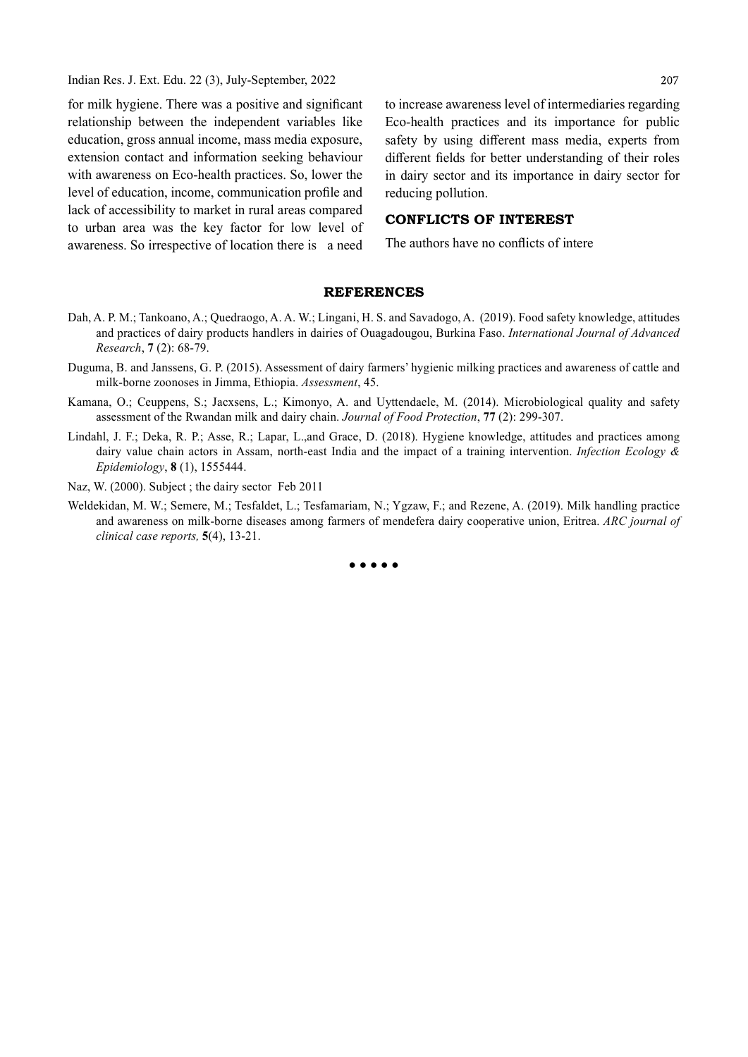for milk hygiene. There was a positive and significant relationship between the independent variables like education, gross annual income, mass media exposure, extension contact and information seeking behaviour with awareness on Eco-health practices. So, lower the level of education, income, communication profile and lack of accessibility to market in rural areas compared to urban area was the key factor for low level of awareness. So irrespective of location there is a need to increase awareness level of intermediaries regarding Eco-health practices and its importance for public safety by using different mass media, experts from different fields for better understanding of their roles in dairy sector and its importance in dairy sector for reducing pollution.

## CONFLICTS OF INTEREST

The authors have no conflicts of intere

## REFERENCES

Dah, A. P. M.; Tankoano, A.; Quedraogo, A. A. W.; Lingani, H. S. and Savadogo, A. (2019). Food safety knowledge, attitudes and practices of dairy products handlers in dairies of Ouagadougou, Burkina Faso. *International Journal of Advanced Research*, **7** (2): 68-79.

Duguma, B. and Janssens, G. P. (2015). Assessment of dairy farmers' hygienic milking practices and awareness of cattle and milk-borne zoonoses in Jimma, Ethiopia. *Assessment*, 45.

Kamana, O.; Ceuppens, S.; Jacxsens, L.; Kimonyo, A. and Uyttendaele, M. (2014). Microbiological quality and safety assessment of the Rwandan milk and dairy chain. *Journal of Food Protection*, **77** (2): 299-307.

Lindahl, J. F.; Deka, R. P.; Asse, R.; Lapar, L.,and Grace, D. (2018). Hygiene knowledge, attitudes and practices among dairy value chain actors in Assam, north-east India and the impact of a training intervention. *Infection Ecology & Epidemiology*, **8** (1), 1555444.

Naz, W. (2000). Subject ; the dairy sector Feb 2011

Weldekidan, M. W.; Semere, M.; Tesfaldet, L.; Tesfamariam, N.; Ygzaw, F.; and Rezene, A. (2019). Milk handling practice and awareness on milk-borne diseases among farmers of mendefera dairy cooperative union, Eritrea. *ARC journal of clinical case reports,* **5**(4), 13-21.

• • • • •